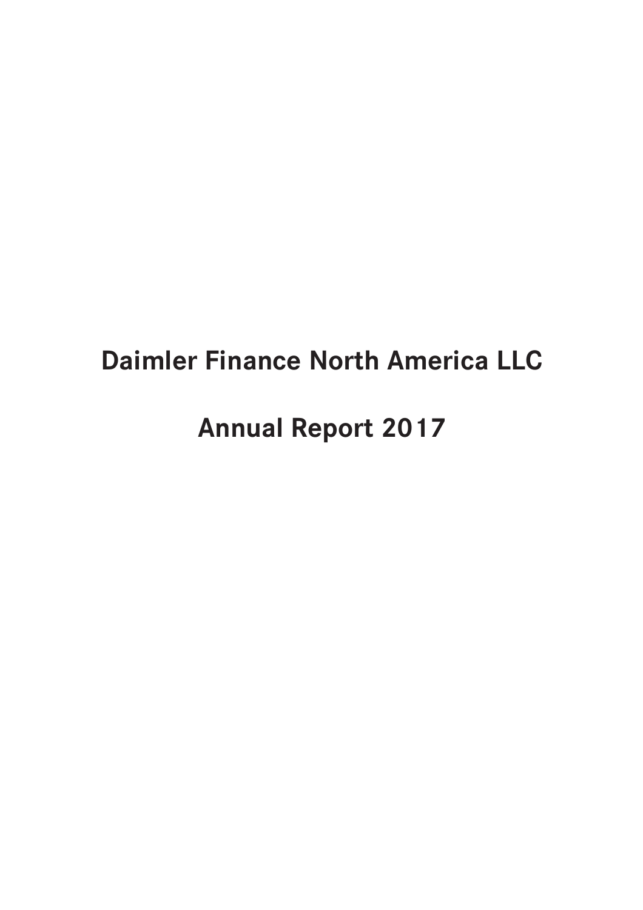# Daimler Finance North America LLC

# Annual Report 2017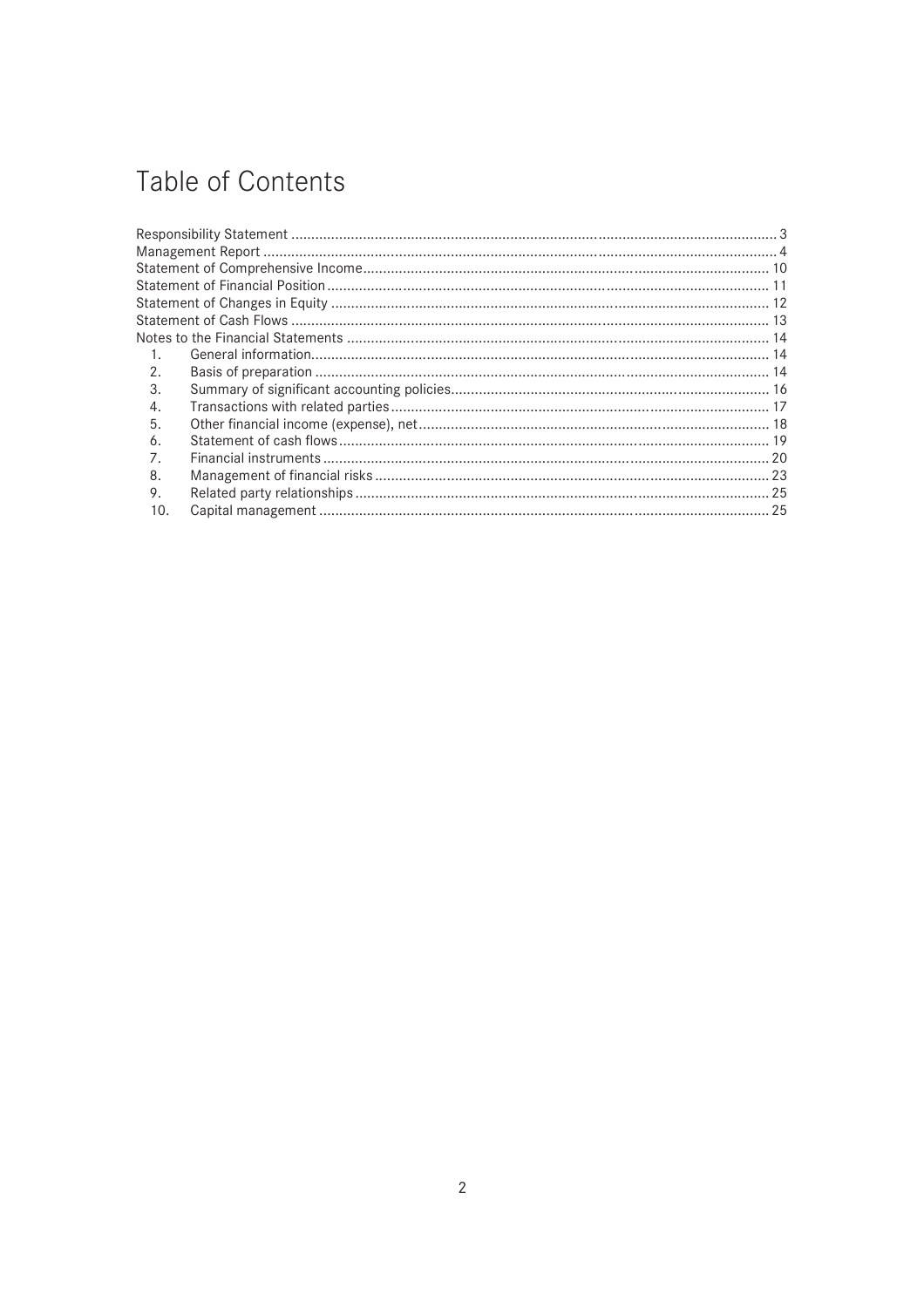# Table of Contents

| | |
|---|---|
| Responsibility Statement | 3 |
| Management Report | 4 |
| Statement of Comprehensive Income | 10 |
| Statement of Financial Position | 11 |
| Statement of Changes in Equity | 12 |
| Statement of Cash Flows | 13 |
| Notes to the Financial Statements | 14 |
| 1. General information | 14 |
| 2. Basis of preparation | 14 |
| 3. Summary of significant accounting policies | 16 |
| 4. Transactions with related parties | 17 |
| 5. Other financial income (expense), net | 18 |
| 6. Statement of cash flows | 19 |
| 7. Financial instruments | 20 |
| 8. Management of financial risks | 23 |
| 9. Related party relationships | 25 |
| 10. Capital management | 25 |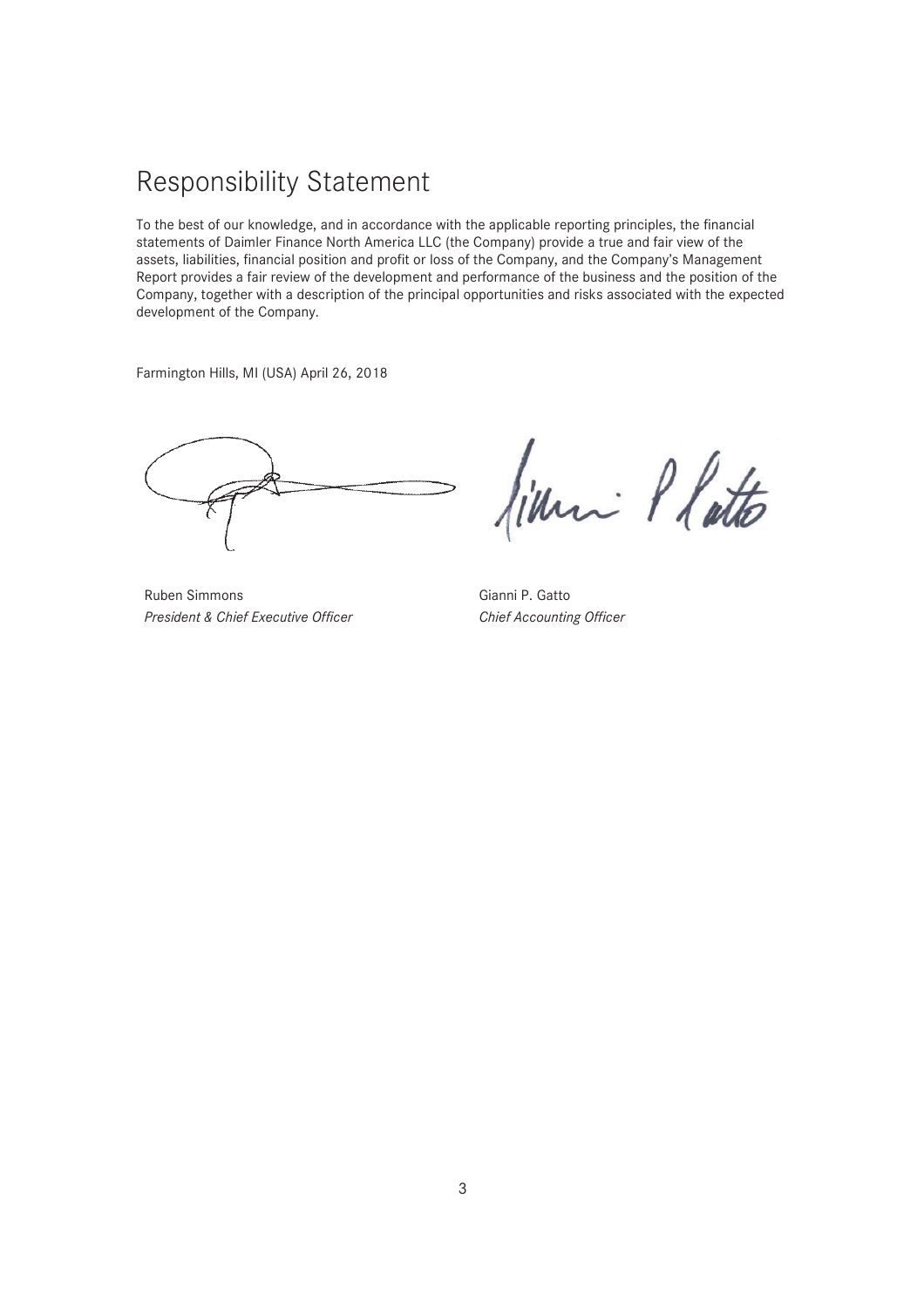# Responsibility Statement

To the best of our knowledge, and in accordance with the applicable reporting principles, the financial statements of Daimler Finance North America LLC (the Company) provide a true and fair view of the assets, liabilities, financial position and profit or loss of the Company, and the Company's Management Report provides a fair review of the development and performance of the business and the position of the Company, together with a description of the principal opportunities and risks associated with the expected development of the Company.

Farmington Hills, MI (USA) April 26, 2018

Ruben Simmons
*President & Chief Executive Officer*

Gianni P. Gatto
*Chief Accounting Officer*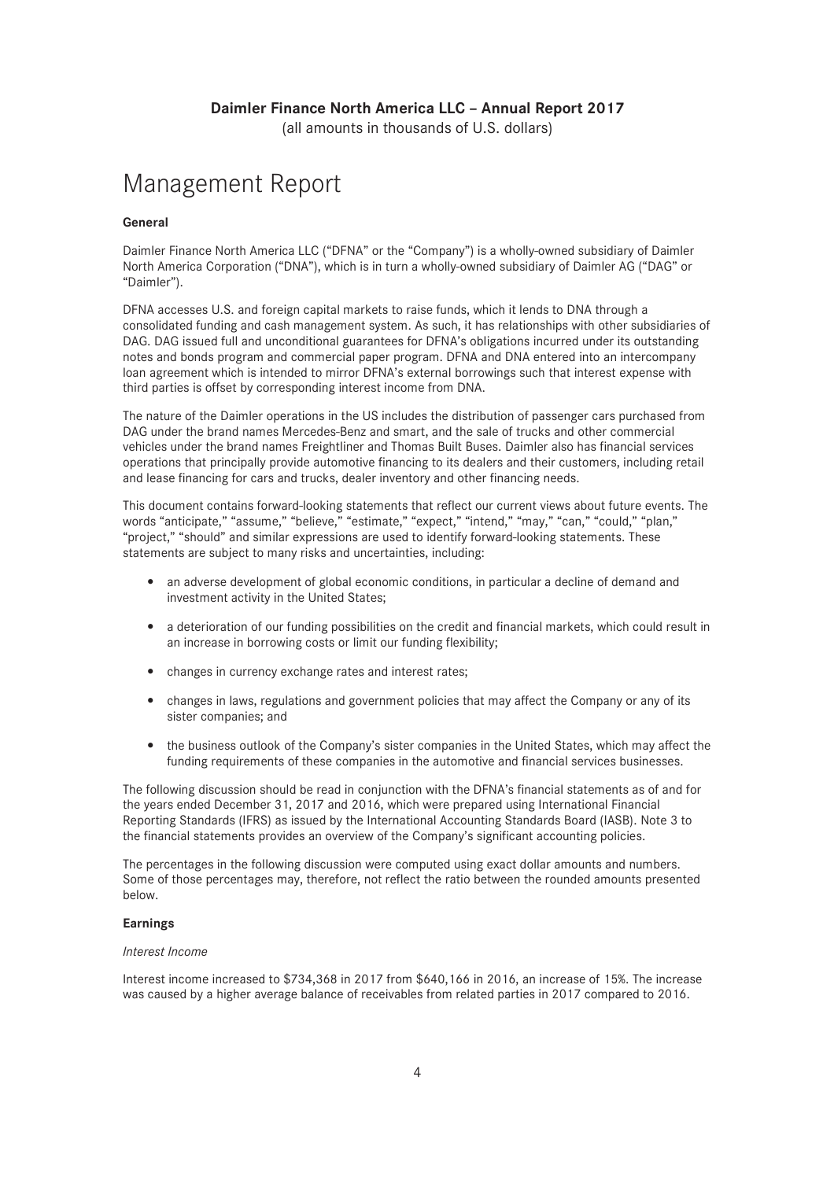**Daimler Finance North America LLC – Annual Report 2017**

(all amounts in thousands of U.S. dollars)

# Management Report

**General**

Daimler Finance North America LLC ("DFNA" or the "Company") is a wholly-owned subsidiary of Daimler North America Corporation ("DNA"), which is in turn a wholly-owned subsidiary of Daimler AG ("DAG" or "Daimler").

DFNA accesses U.S. and foreign capital markets to raise funds, which it lends to DNA through a consolidated funding and cash management system. As such, it has relationships with other subsidiaries of DAG. DAG issued full and unconditional guarantees for DFNA's obligations incurred under its outstanding notes and bonds program and commercial paper program. DFNA and DNA entered into an intercompany loan agreement which is intended to mirror DFNA's external borrowings such that interest expense with third parties is offset by corresponding interest income from DNA.

The nature of the Daimler operations in the US includes the distribution of passenger cars purchased from DAG under the brand names Mercedes-Benz and smart, and the sale of trucks and other commercial vehicles under the brand names Freightliner and Thomas Built Buses. Daimler also has financial services operations that principally provide automotive financing to its dealers and their customers, including retail and lease financing for cars and trucks, dealer inventory and other financing needs.

This document contains forward-looking statements that reflect our current views about future events. The words "anticipate," "assume," "believe," "estimate," "expect," "intend," "may," "can," "could," "plan," "project," "should" and similar expressions are used to identify forward-looking statements. These statements are subject to many risks and uncertainties, including:

- an adverse development of global economic conditions, in particular a decline of demand and investment activity in the United States;
- a deterioration of our funding possibilities on the credit and financial markets, which could result in an increase in borrowing costs or limit our funding flexibility;
- changes in currency exchange rates and interest rates;
- changes in laws, regulations and government policies that may affect the Company or any of its sister companies; and
- the business outlook of the Company's sister companies in the United States, which may affect the funding requirements of these companies in the automotive and financial services businesses.

The following discussion should be read in conjunction with the DFNA's financial statements as of and for the years ended December 31, 2017 and 2016, which were prepared using International Financial Reporting Standards (IFRS) as issued by the International Accounting Standards Board (IASB). Note 3 to the financial statements provides an overview of the Company's significant accounting policies.

The percentages in the following discussion were computed using exact dollar amounts and numbers. Some of those percentages may, therefore, not reflect the ratio between the rounded amounts presented below.

**Earnings**

*Interest Income*

Interest income increased to $734,368 in 2017 from $640,166 in 2016, an increase of 15%. The increase was caused by a higher average balance of receivables from related parties in 2017 compared to 2016.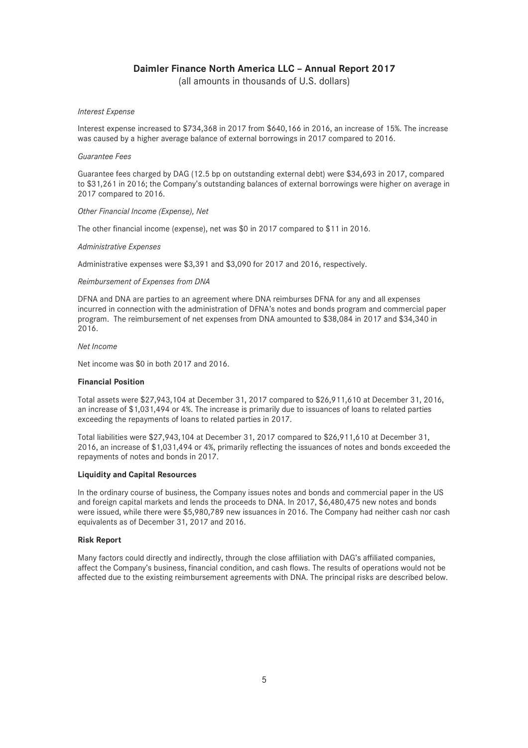# Daimler Finance North America LLC – Annual Report 2017

(all amounts in thousands of U.S. dollars)

*Interest Expense*

Interest expense increased to $734,368 in 2017 from $640,166 in 2016, an increase of 15%. The increase was caused by a higher average balance of external borrowings in 2017 compared to 2016.

*Guarantee Fees*

Guarantee fees charged by DAG (12.5 bp on outstanding external debt) were $34,693 in 2017, compared to $31,261 in 2016; the Company's outstanding balances of external borrowings were higher on average in 2017 compared to 2016.

*Other Financial Income (Expense), Net*

The other financial income (expense), net was $0 in 2017 compared to $11 in 2016.

*Administrative Expenses*

Administrative expenses were $3,391 and $3,090 for 2017 and 2016, respectively.

*Reimbursement of Expenses from DNA*

DFNA and DNA are parties to an agreement where DNA reimburses DFNA for any and all expenses incurred in connection with the administration of DFNA's notes and bonds program and commercial paper program. The reimbursement of net expenses from DNA amounted to $38,084 in 2017 and $34,340 in 2016.

*Net Income*

Net income was $0 in both 2017 and 2016.

**Financial Position**

Total assets were $27,943,104 at December 31, 2017 compared to $26,911,610 at December 31, 2016, an increase of $1,031,494 or 4%. The increase is primarily due to issuances of loans to related parties exceeding the repayments of loans to related parties in 2017.

Total liabilities were $27,943,104 at December 31, 2017 compared to $26,911,610 at December 31, 2016, an increase of $1,031,494 or 4%, primarily reflecting the issuances of notes and bonds exceeded the repayments of notes and bonds in 2017.

**Liquidity and Capital Resources**

In the ordinary course of business, the Company issues notes and bonds and commercial paper in the US and foreign capital markets and lends the proceeds to DNA. In 2017, $6,480,475 new notes and bonds were issued, while there were $5,980,789 new issuances in 2016. The Company had neither cash nor cash equivalents as of December 31, 2017 and 2016.

**Risk Report**

Many factors could directly and indirectly, through the close affiliation with DAG's affiliated companies, affect the Company's business, financial condition, and cash flows. The results of operations would not be affected due to the existing reimbursement agreements with DNA. The principal risks are described below.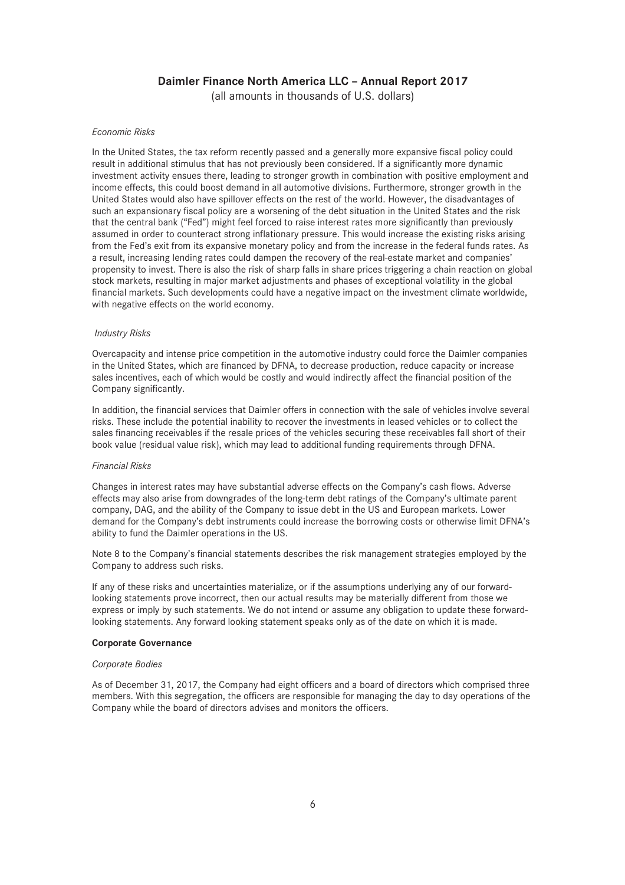*Economic Risks*

In the United States, the tax reform recently passed and a generally more expansive fiscal policy could result in additional stimulus that has not previously been considered. If a significantly more dynamic investment activity ensues there, leading to stronger growth in combination with positive employment and income effects, this could boost demand in all automotive divisions. Furthermore, stronger growth in the United States would also have spillover effects on the rest of the world. However, the disadvantages of such an expansionary fiscal policy are a worsening of the debt situation in the United States and the risk that the central bank ("Fed") might feel forced to raise interest rates more significantly than previously assumed in order to counteract strong inflationary pressure. This would increase the existing risks arising from the Fed's exit from its expansive monetary policy and from the increase in the federal funds rates. As a result, increasing lending rates could dampen the recovery of the real-estate market and companies' propensity to invest. There is also the risk of sharp falls in share prices triggering a chain reaction on global stock markets, resulting in major market adjustments and phases of exceptional volatility in the global financial markets. Such developments could have a negative impact on the investment climate worldwide, with negative effects on the world economy.

*Industry Risks*

Overcapacity and intense price competition in the automotive industry could force the Daimler companies in the United States, which are financed by DFNA, to decrease production, reduce capacity or increase sales incentives, each of which would be costly and would indirectly affect the financial position of the Company significantly.

In addition, the financial services that Daimler offers in connection with the sale of vehicles involve several risks. These include the potential inability to recover the investments in leased vehicles or to collect the sales financing receivables if the resale prices of the vehicles securing these receivables fall short of their book value (residual value risk), which may lead to additional funding requirements through DFNA.

*Financial Risks*

Changes in interest rates may have substantial adverse effects on the Company's cash flows. Adverse effects may also arise from downgrades of the long-term debt ratings of the Company's ultimate parent company, DAG, and the ability of the Company to issue debt in the US and European markets. Lower demand for the Company's debt instruments could increase the borrowing costs or otherwise limit DFNA's ability to fund the Daimler operations in the US.

Note 8 to the Company's financial statements describes the risk management strategies employed by the Company to address such risks.

If any of these risks and uncertainties materialize, or if the assumptions underlying any of our forward-looking statements prove incorrect, then our actual results may be materially different from those we express or imply by such statements. We do not intend or assume any obligation to update these forward-looking statements. Any forward looking statement speaks only as of the date on which it is made.

**Corporate Governance**

*Corporate Bodies*

As of December 31, 2017, the Company had eight officers and a board of directors which comprised three members. With this segregation, the officers are responsible for managing the day to day operations of the Company while the board of directors advises and monitors the officers.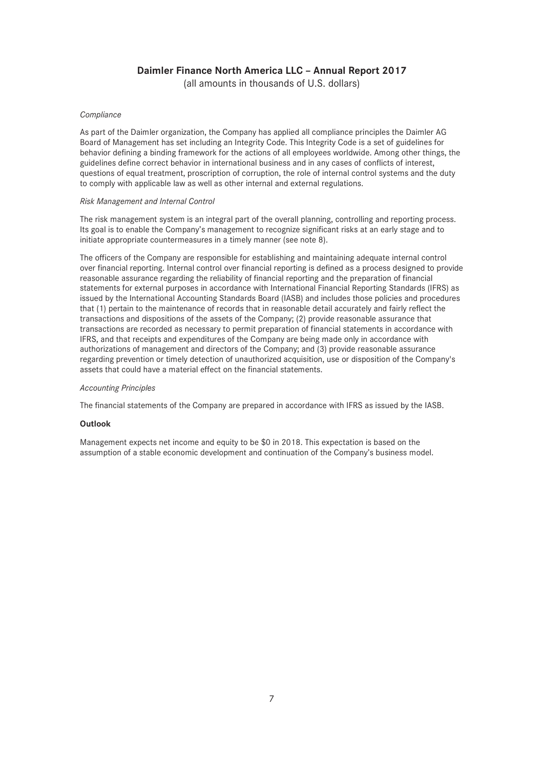*Compliance*

As part of the Daimler organization, the Company has applied all compliance principles the Daimler AG Board of Management has set including an Integrity Code. This Integrity Code is a set of guidelines for behavior defining a binding framework for the actions of all employees worldwide. Among other things, the guidelines define correct behavior in international business and in any cases of conflicts of interest, questions of equal treatment, proscription of corruption, the role of internal control systems and the duty to comply with applicable law as well as other internal and external regulations.

*Risk Management and Internal Control*

The risk management system is an integral part of the overall planning, controlling and reporting process. Its goal is to enable the Company's management to recognize significant risks at an early stage and to initiate appropriate countermeasures in a timely manner (see note 8).

The officers of the Company are responsible for establishing and maintaining adequate internal control over financial reporting. Internal control over financial reporting is defined as a process designed to provide reasonable assurance regarding the reliability of financial reporting and the preparation of financial statements for external purposes in accordance with International Financial Reporting Standards (IFRS) as issued by the International Accounting Standards Board (IASB) and includes those policies and procedures that (1) pertain to the maintenance of records that in reasonable detail accurately and fairly reflect the transactions and dispositions of the assets of the Company; (2) provide reasonable assurance that transactions are recorded as necessary to permit preparation of financial statements in accordance with IFRS, and that receipts and expenditures of the Company are being made only in accordance with authorizations of management and directors of the Company; and (3) provide reasonable assurance regarding prevention or timely detection of unauthorized acquisition, use or disposition of the Company's assets that could have a material effect on the financial statements.

*Accounting Principles*

The financial statements of the Company are prepared in accordance with IFRS as issued by the IASB.

**Outlook**

Management expects net income and equity to be $0 in 2018. This expectation is based on the assumption of a stable economic development and continuation of the Company's business model.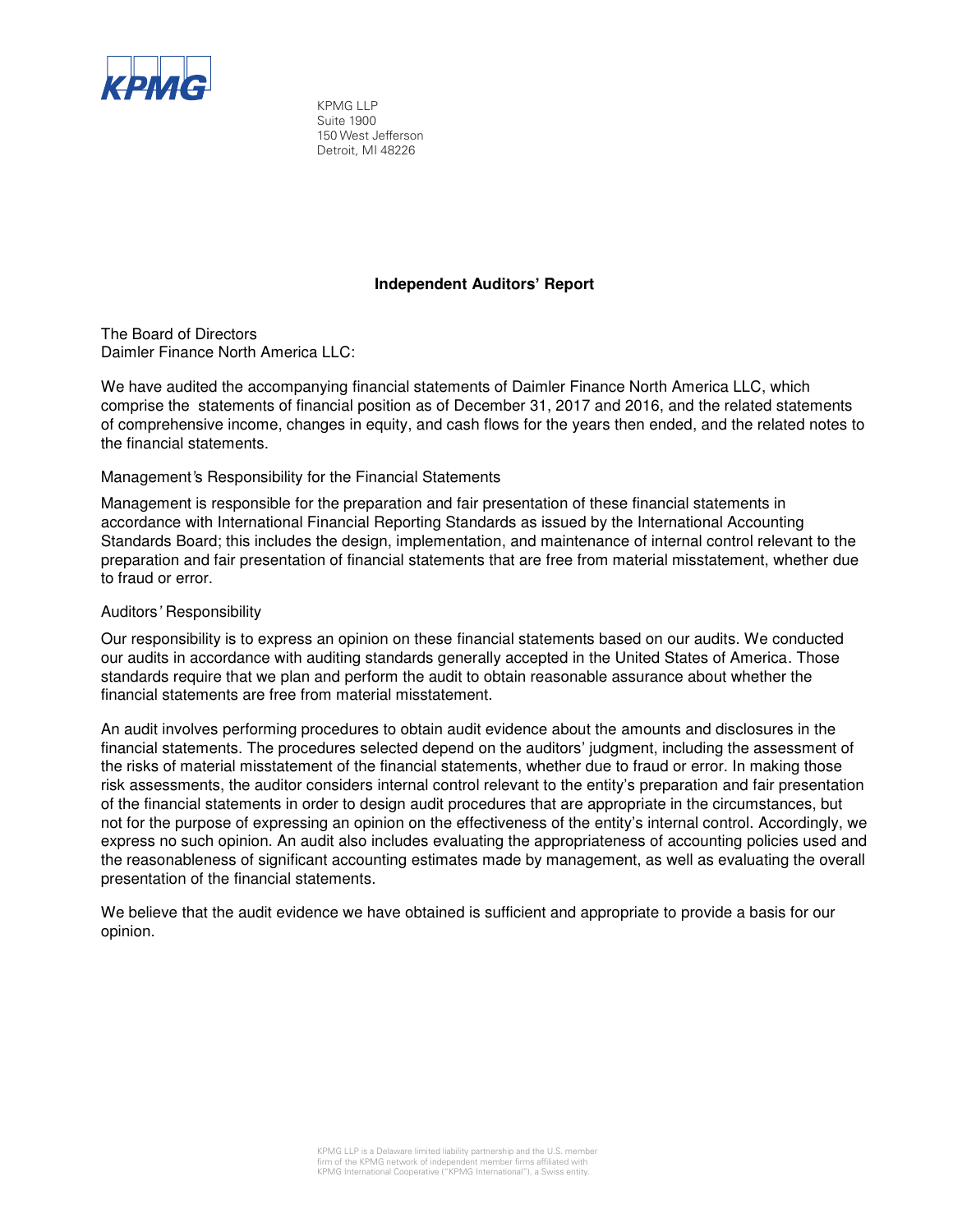KPMG LLP
Suite 1900
150 West Jefferson
Detroit, MI 48226

## Independent Auditors' Report

The Board of Directors
Daimler Finance North America LLC:

We have audited the accompanying financial statements of Daimler Finance North America LLC, which comprise the statements of financial position as of December 31, 2017 and 2016, and the related statements of comprehensive income, changes in equity, and cash flows for the years then ended, and the related notes to the financial statements.

### Management's Responsibility for the Financial Statements

Management is responsible for the preparation and fair presentation of these financial statements in accordance with International Financial Reporting Standards as issued by the International Accounting Standards Board; this includes the design, implementation, and maintenance of internal control relevant to the preparation and fair presentation of financial statements that are free from material misstatement, whether due to fraud or error.

### Auditors' Responsibility

Our responsibility is to express an opinion on these financial statements based on our audits. We conducted our audits in accordance with auditing standards generally accepted in the United States of America. Those standards require that we plan and perform the audit to obtain reasonable assurance about whether the financial statements are free from material misstatement.

An audit involves performing procedures to obtain audit evidence about the amounts and disclosures in the financial statements. The procedures selected depend on the auditors' judgment, including the assessment of the risks of material misstatement of the financial statements, whether due to fraud or error. In making those risk assessments, the auditor considers internal control relevant to the entity's preparation and fair presentation of the financial statements in order to design audit procedures that are appropriate in the circumstances, but not for the purpose of expressing an opinion on the effectiveness of the entity's internal control. Accordingly, we express no such opinion. An audit also includes evaluating the appropriateness of accounting policies used and the reasonableness of significant accounting estimates made by management, as well as evaluating the overall presentation of the financial statements.

We believe that the audit evidence we have obtained is sufficient and appropriate to provide a basis for our opinion.

KPMG LLP is a Delaware limited liability partnership and the U.S. member firm of the KPMG network of independent member firms affiliated with KPMG International Cooperative ("KPMG International"), a Swiss entity.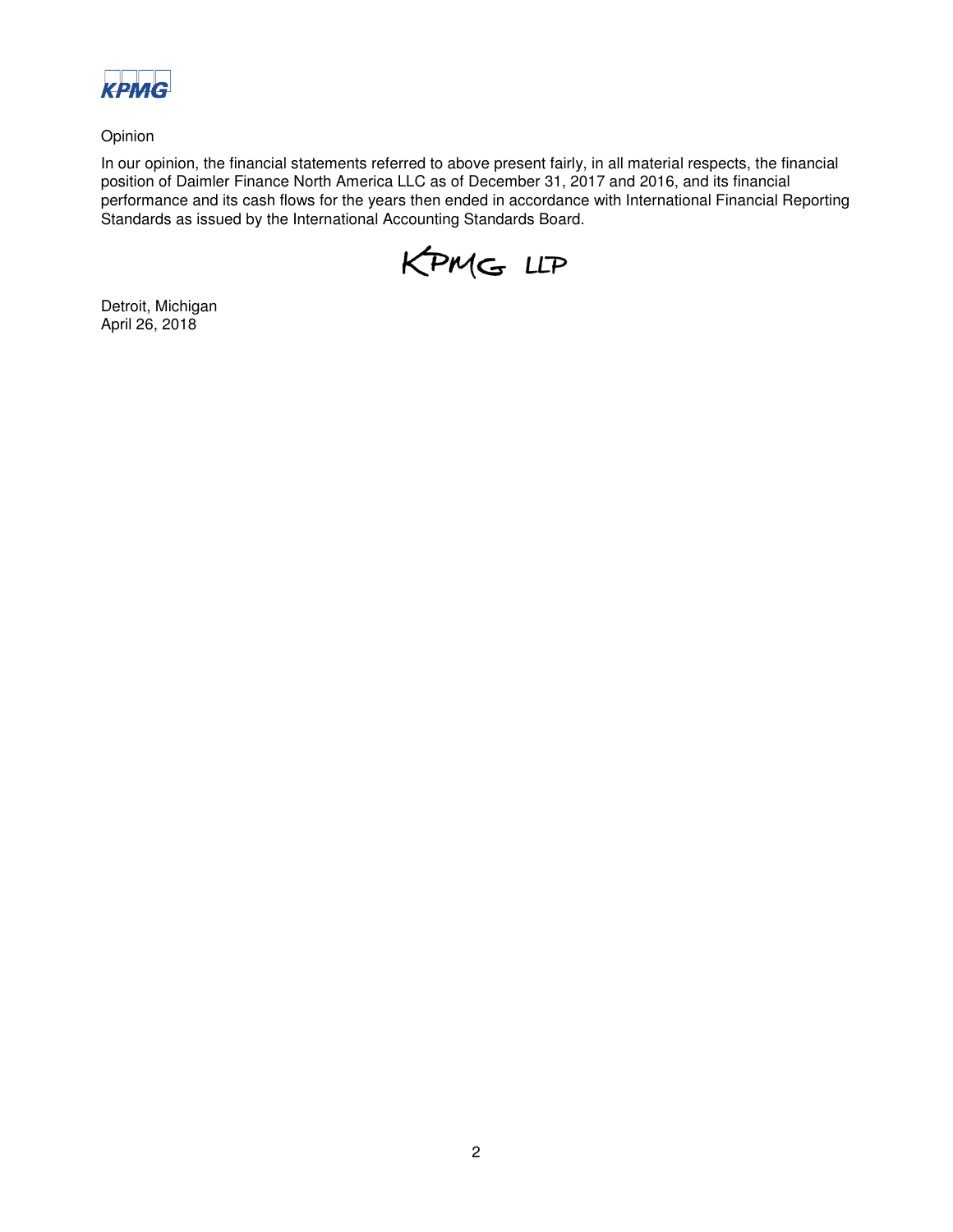Opinion

In our opinion, the financial statements referred to above present fairly, in all material respects, the financial position of Daimler Finance North America LLC as of December 31, 2017 and 2016, and its financial performance and its cash flows for the years then ended in accordance with International Financial Reporting Standards as issued by the International Accounting Standards Board.

KPMG LLP

Detroit, Michigan
April 26, 2018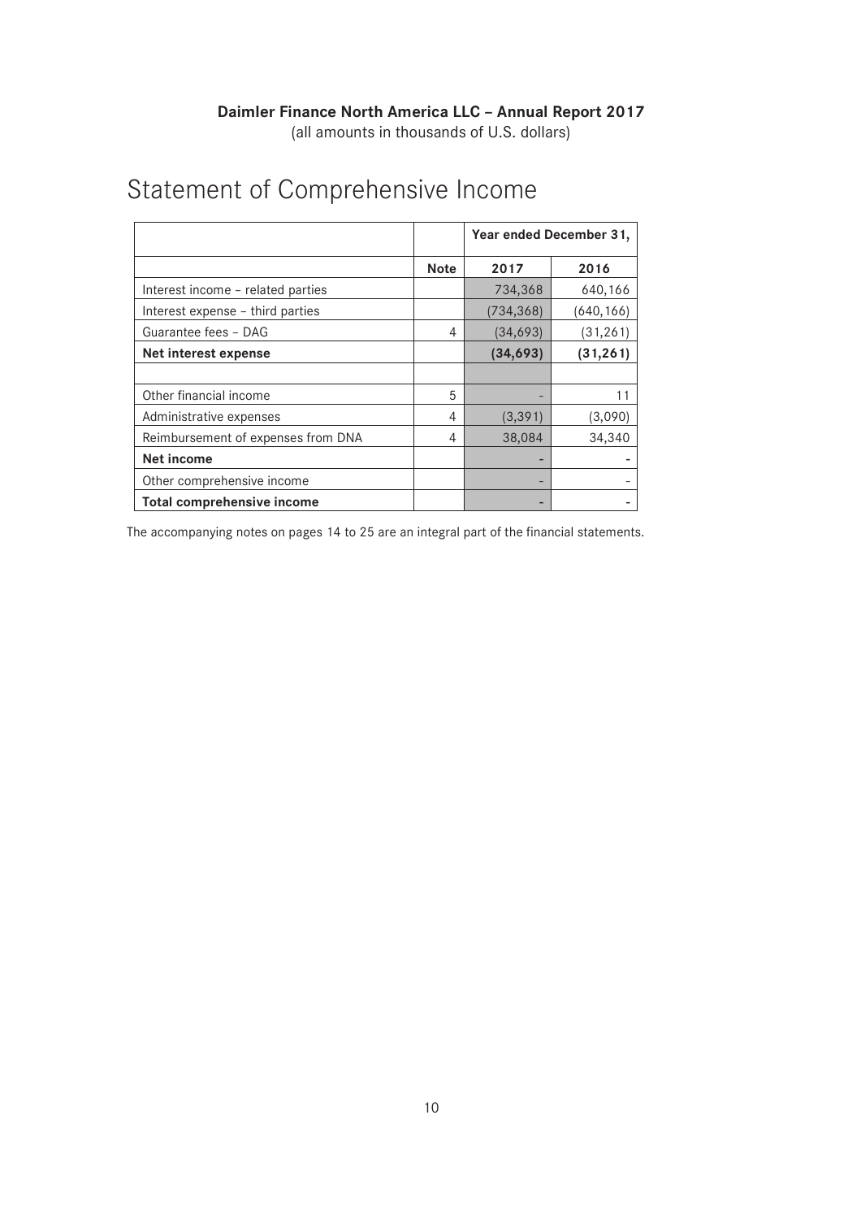**Daimler Finance North America LLC – Annual Report 2017**
(all amounts in thousands of U.S. dollars)

# Statement of Comprehensive Income

| | | Year ended December 31, | |
|---|---|---|---|
| | **Note** | **2017** | **2016** |
| Interest income – related parties | | 734,368 | 640,166 |
| Interest expense – third parties | | (734,368) | (640,166) |
| Guarantee fees – DAG | 4 | (34,693) | (31,261) |
| **Net interest expense** | | **(34,693)** | **(31,261)** |
| | | | |
| Other financial income | 5 | - | 11 |
| Administrative expenses | 4 | (3,391) | (3,090) |
| Reimbursement of expenses from DNA | 4 | 38,084 | 34,340 |
| **Net income** | | **-** | **-** |
| Other comprehensive income | | - | - |
| **Total comprehensive income** | | **-** | **-** |

The accompanying notes on pages 14 to 25 are an integral part of the financial statements.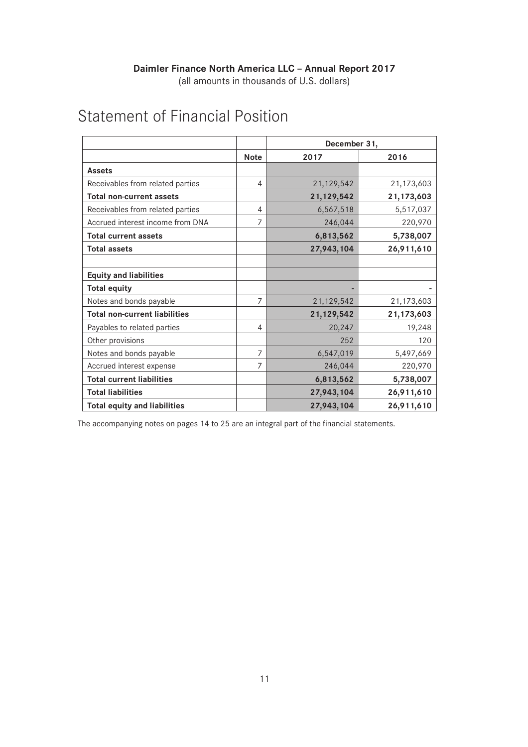**Daimler Finance North America LLC – Annual Report 2017**
(all amounts in thousands of U.S. dollars)

# Statement of Financial Position

| | | December 31, | |
|---|---|---|---|
| | **Note** | **2017** | **2016** |
| **Assets** | | | |
| Receivables from related parties | 4 | 21,129,542 | 21,173,603 |
| **Total non-current assets** | | **21,129,542** | **21,173,603** |
| Receivables from related parties | 4 | 6,567,518 | 5,517,037 |
| Accrued interest income from DNA | 7 | 246,044 | 220,970 |
| **Total current assets** | | **6,813,562** | **5,738,007** |
| **Total assets** | | **27,943,104** | **26,911,610** |
| | | | |
| **Equity and liabilities** | | | |
| **Total equity** | | - | - |
| Notes and bonds payable | 7 | 21,129,542 | 21,173,603 |
| **Total non-current liabilities** | | **21,129,542** | **21,173,603** |
| Payables to related parties | 4 | 20,247 | 19,248 |
| Other provisions | | 252 | 120 |
| Notes and bonds payable | 7 | 6,547,019 | 5,497,669 |
| Accrued interest expense | 7 | 246,044 | 220,970 |
| **Total current liabilities** | | **6,813,562** | **5,738,007** |
| **Total liabilities** | | **27,943,104** | **26,911,610** |
| **Total equity and liabilities** | | **27,943,104** | **26,911,610** |

The accompanying notes on pages 14 to 25 are an integral part of the financial statements.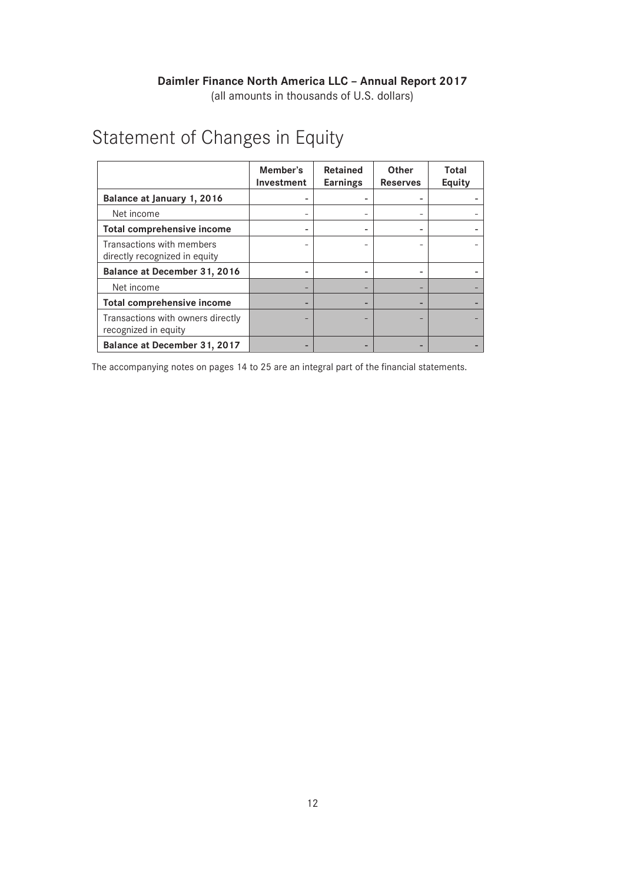**Daimler Finance North America LLC – Annual Report 2017**
(all amounts in thousands of U.S. dollars)

# Statement of Changes in Equity

| | Member's Investment | Retained Earnings | Other Reserves | Total Equity |
|---|---|---|---|---|
| **Balance at January 1, 2016** | - | - | - | - |
| Net income | - | - | - | - |
| **Total comprehensive income** | - | - | - | - |
| Transactions with members directly recognized in equity | - | - | - | - |
| **Balance at December 31, 2016** | - | - | - | - |
| Net income | - | - | - | - |
| **Total comprehensive income** | - | - | - | - |
| Transactions with owners directly recognized in equity | - | - | - | - |
| **Balance at December 31, 2017** | - | - | - | - |

The accompanying notes on pages 14 to 25 are an integral part of the financial statements.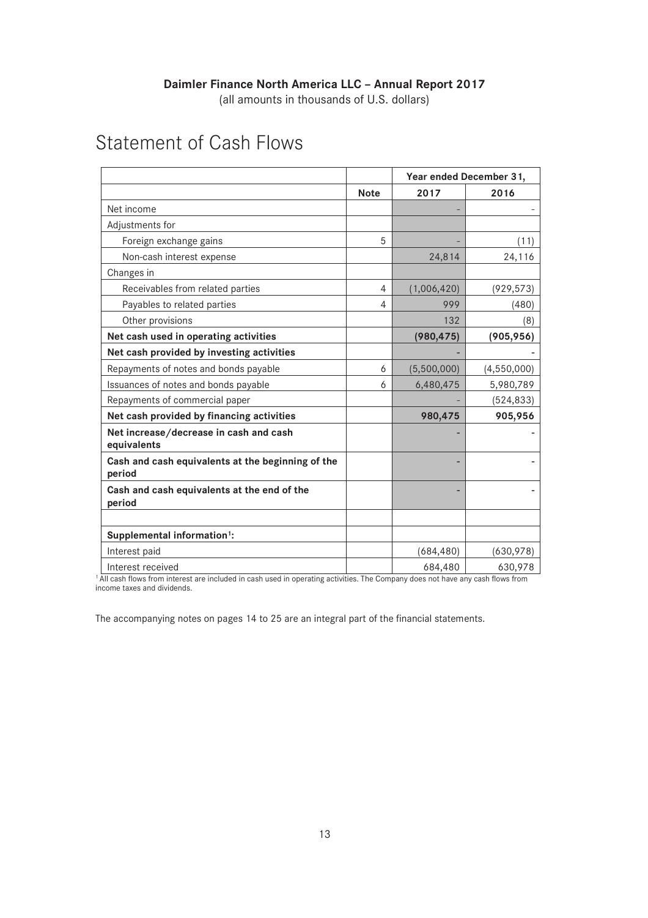**Daimler Finance North America LLC – Annual Report 2017**
(all amounts in thousands of U.S. dollars)

# Statement of Cash Flows

| | | Year ended December 31, | |
|---|---|---|---|
| | **Note** | **2017** | **2016** |
| Net income | | - | - |
| Adjustments for | | | |
| Foreign exchange gains | 5 | - | (11) |
| Non-cash interest expense | | 24,814 | 24,116 |
| Changes in | | | |
| Receivables from related parties | 4 | (1,006,420) | (929,573) |
| Payables to related parties | 4 | 999 | (480) |
| Other provisions | | 132 | (8) |
| **Net cash used in operating activities** | | **(980,475)** | **(905,956)** |
| **Net cash provided by investing activities** | | - | - |
| Repayments of notes and bonds payable | 6 | (5,500,000) | (4,550,000) |
| Issuances of notes and bonds payable | 6 | 6,480,475 | 5,980,789 |
| Repayments of commercial paper | | - | (524,833) |
| **Net cash provided by financing activities** | | **980,475** | **905,956** |
| **Net increase/decrease in cash and cash equivalents** | | - | - |
| **Cash and cash equivalents at the beginning of the period** | | - | - |
| **Cash and cash equivalents at the end of the period** | | - | - |
| | | | |
| **Supplemental information[1]:** | | | |
| Interest paid | | (684,480) | (630,978) |
| Interest received | | 684,480 | 630,978 |

[1] All cash flows from interest are included in cash used in operating activities. The Company does not have any cash flows from income taxes and dividends.

The accompanying notes on pages 14 to 25 are an integral part of the financial statements.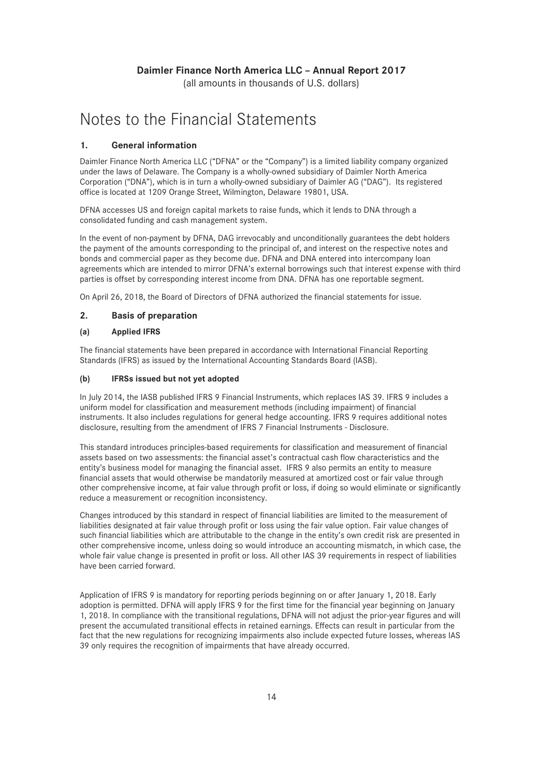# Notes to the Financial Statements

## 1. General information

Daimler Finance North America LLC ("DFNA" or the "Company") is a limited liability company organized under the laws of Delaware. The Company is a wholly-owned subsidiary of Daimler North America Corporation ("DNA"), which is in turn a wholly-owned subsidiary of Daimler AG ("DAG"). Its registered office is located at 1209 Orange Street, Wilmington, Delaware 19801, USA.

DFNA accesses US and foreign capital markets to raise funds, which it lends to DNA through a consolidated funding and cash management system.

In the event of non-payment by DFNA, DAG irrevocably and unconditionally guarantees the debt holders the payment of the amounts corresponding to the principal of, and interest on the respective notes and bonds and commercial paper as they become due. DFNA and DNA entered into intercompany loan agreements which are intended to mirror DFNA's external borrowings such that interest expense with third parties is offset by corresponding interest income from DNA. DFNA has one reportable segment.

On April 26, 2018, the Board of Directors of DFNA authorized the financial statements for issue.

## 2. Basis of preparation

### (a) Applied IFRS

The financial statements have been prepared in accordance with International Financial Reporting Standards (IFRS) as issued by the International Accounting Standards Board (IASB).

### (b) IFRSs issued but not yet adopted

In July 2014, the IASB published IFRS 9 Financial Instruments, which replaces IAS 39. IFRS 9 includes a uniform model for classification and measurement methods (including impairment) of financial instruments. It also includes regulations for general hedge accounting. IFRS 9 requires additional notes disclosure, resulting from the amendment of IFRS 7 Financial Instruments - Disclosure.

This standard introduces principles-based requirements for classification and measurement of financial assets based on two assessments: the financial asset's contractual cash flow characteristics and the entity's business model for managing the financial asset. IFRS 9 also permits an entity to measure financial assets that would otherwise be mandatorily measured at amortized cost or fair value through other comprehensive income, at fair value through profit or loss, if doing so would eliminate or significantly reduce a measurement or recognition inconsistency.

Changes introduced by this standard in respect of financial liabilities are limited to the measurement of liabilities designated at fair value through profit or loss using the fair value option. Fair value changes of such financial liabilities which are attributable to the change in the entity's own credit risk are presented in other comprehensive income, unless doing so would introduce an accounting mismatch, in which case, the whole fair value change is presented in profit or loss. All other IAS 39 requirements in respect of liabilities have been carried forward.

Application of IFRS 9 is mandatory for reporting periods beginning on or after January 1, 2018. Early adoption is permitted. DFNA will apply IFRS 9 for the first time for the financial year beginning on January 1, 2018. In compliance with the transitional regulations, DFNA will not adjust the prior-year figures and will present the accumulated transitional effects in retained earnings. Effects can result in particular from the fact that the new regulations for recognizing impairments also include expected future losses, whereas IAS 39 only requires the recognition of impairments that have already occurred.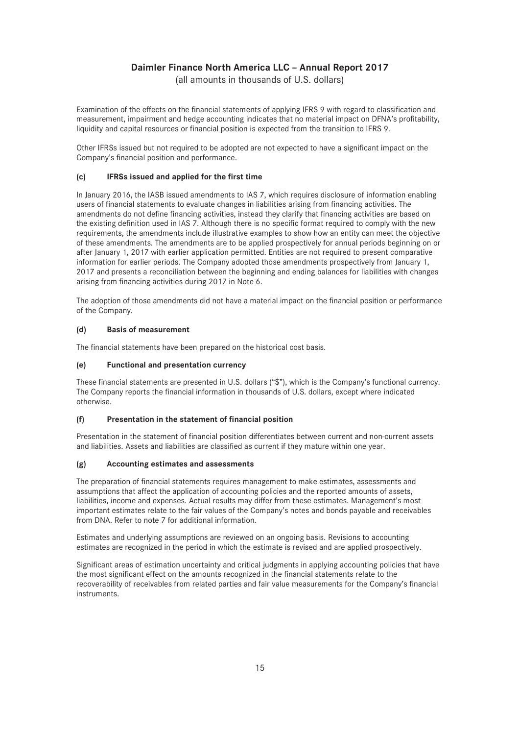Examination of the effects on the financial statements of applying IFRS 9 with regard to classification and measurement, impairment and hedge accounting indicates that no material impact on DFNA's profitability, liquidity and capital resources or financial position is expected from the transition to IFRS 9.

Other IFRSs issued but not required to be adopted are not expected to have a significant impact on the Company's financial position and performance.

#### (c) IFRSs issued and applied for the first time

In January 2016, the IASB issued amendments to IAS 7, which requires disclosure of information enabling users of financial statements to evaluate changes in liabilities arising from financing activities. The amendments do not define financing activities, instead they clarify that financing activities are based on the existing definition used in IAS 7. Although there is no specific format required to comply with the new requirements, the amendments include illustrative examples to show how an entity can meet the objective of these amendments. The amendments are to be applied prospectively for annual periods beginning on or after January 1, 2017 with earlier application permitted. Entities are not required to present comparative information for earlier periods. The Company adopted those amendments prospectively from January 1, 2017 and presents a reconciliation between the beginning and ending balances for liabilities with changes arising from financing activities during 2017 in Note 6.

The adoption of those amendments did not have a material impact on the financial position or performance of the Company.

#### (d) Basis of measurement

The financial statements have been prepared on the historical cost basis.

#### (e) Functional and presentation currency

These financial statements are presented in U.S. dollars ("$"), which is the Company's functional currency. The Company reports the financial information in thousands of U.S. dollars, except where indicated otherwise.

#### (f) Presentation in the statement of financial position

Presentation in the statement of financial position differentiates between current and non-current assets and liabilities. Assets and liabilities are classified as current if they mature within one year.

#### (g) Accounting estimates and assessments

The preparation of financial statements requires management to make estimates, assessments and assumptions that affect the application of accounting policies and the reported amounts of assets, liabilities, income and expenses. Actual results may differ from these estimates. Management's most important estimates relate to the fair values of the Company's notes and bonds payable and receivables from DNA. Refer to note 7 for additional information.

Estimates and underlying assumptions are reviewed on an ongoing basis. Revisions to accounting estimates are recognized in the period in which the estimate is revised and are applied prospectively.

Significant areas of estimation uncertainty and critical judgments in applying accounting policies that have the most significant effect on the amounts recognized in the financial statements relate to the recoverability of receivables from related parties and fair value measurements for the Company's financial instruments.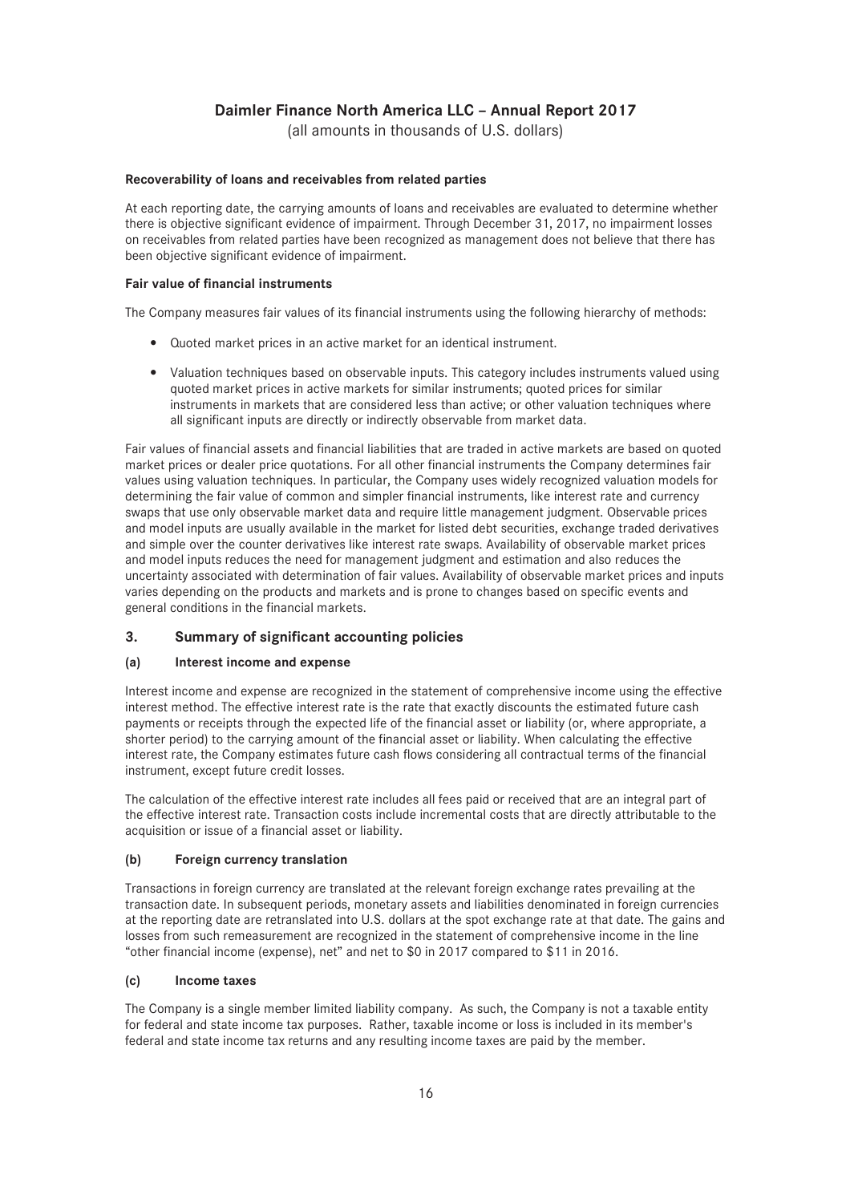**Recoverability of loans and receivables from related parties**

At each reporting date, the carrying amounts of loans and receivables are evaluated to determine whether there is objective significant evidence of impairment. Through December 31, 2017, no impairment losses on receivables from related parties have been recognized as management does not believe that there has been objective significant evidence of impairment.

**Fair value of financial instruments**

The Company measures fair values of its financial instruments using the following hierarchy of methods:

- Quoted market prices in an active market for an identical instrument.
- Valuation techniques based on observable inputs. This category includes instruments valued using quoted market prices in active markets for similar instruments; quoted prices for similar instruments in markets that are considered less than active; or other valuation techniques where all significant inputs are directly or indirectly observable from market data.

Fair values of financial assets and financial liabilities that are traded in active markets are based on quoted market prices or dealer price quotations. For all other financial instruments the Company determines fair values using valuation techniques. In particular, the Company uses widely recognized valuation models for determining the fair value of common and simpler financial instruments, like interest rate and currency swaps that use only observable market data and require little management judgment. Observable prices and model inputs are usually available in the market for listed debt securities, exchange traded derivatives and simple over the counter derivatives like interest rate swaps. Availability of observable market prices and model inputs reduces the need for management judgment and estimation and also reduces the uncertainty associated with determination of fair values. Availability of observable market prices and inputs varies depending on the products and markets and is prone to changes based on specific events and general conditions in the financial markets.

## 3. Summary of significant accounting policies

### (a) Interest income and expense

Interest income and expense are recognized in the statement of comprehensive income using the effective interest method. The effective interest rate is the rate that exactly discounts the estimated future cash payments or receipts through the expected life of the financial asset or liability (or, where appropriate, a shorter period) to the carrying amount of the financial asset or liability. When calculating the effective interest rate, the Company estimates future cash flows considering all contractual terms of the financial instrument, except future credit losses.

The calculation of the effective interest rate includes all fees paid or received that are an integral part of the effective interest rate. Transaction costs include incremental costs that are directly attributable to the acquisition or issue of a financial asset or liability.

### (b) Foreign currency translation

Transactions in foreign currency are translated at the relevant foreign exchange rates prevailing at the transaction date. In subsequent periods, monetary assets and liabilities denominated in foreign currencies at the reporting date are retranslated into U.S. dollars at the spot exchange rate at that date. The gains and losses from such remeasurement are recognized in the statement of comprehensive income in the line "other financial income (expense), net" and net to $0 in 2017 compared to $11 in 2016.

### (c) Income taxes

The Company is a single member limited liability company. As such, the Company is not a taxable entity for federal and state income tax purposes. Rather, taxable income or loss is included in its member's federal and state income tax returns and any resulting income taxes are paid by the member.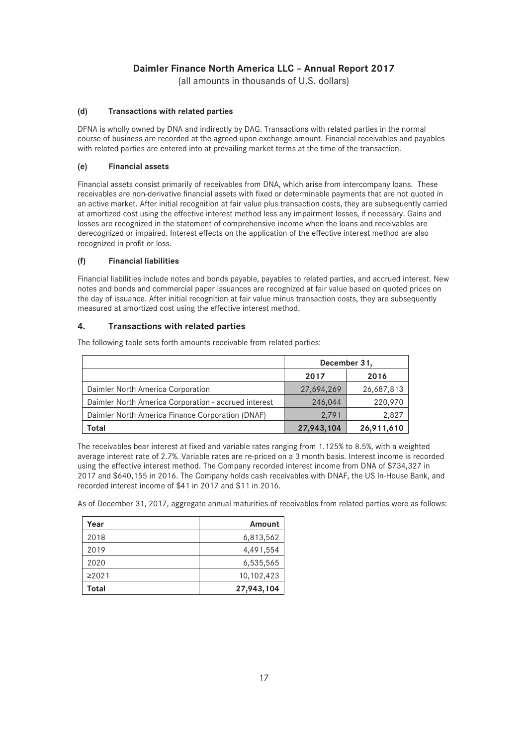#### (d) Transactions with related parties

DFNA is wholly owned by DNA and indirectly by DAG. Transactions with related parties in the normal course of business are recorded at the agreed upon exchange amount. Financial receivables and payables with related parties are entered into at prevailing market terms at the time of the transaction.

#### (e) Financial assets

Financial assets consist primarily of receivables from DNA, which arise from intercompany loans. These receivables are non-derivative financial assets with fixed or determinable payments that are not quoted in an active market. After initial recognition at fair value plus transaction costs, they are subsequently carried at amortized cost using the effective interest method less any impairment losses, if necessary. Gains and losses are recognized in the statement of comprehensive income when the loans and receivables are derecognized or impaired. Interest effects on the application of the effective interest method are also recognized in profit or loss.

#### (f) Financial liabilities

Financial liabilities include notes and bonds payable, payables to related parties, and accrued interest. New notes and bonds and commercial paper issuances are recognized at fair value based on quoted prices on the day of issuance. After initial recognition at fair value minus transaction costs, they are subsequently measured at amortized cost using the effective interest method.

### 4. Transactions with related parties

The following table sets forth amounts receivable from related parties:

| | December 31, | |
|---|---|---|
| | 2017 | 2016 |
| Daimler North America Corporation | 27,694,269 | 26,687,813 |
| Daimler North America Corporation - accrued interest | 246,044 | 220,970 |
| Daimler North America Finance Corporation (DNAF) | 2,791 | 2,827 |
| **Total** | **27,943,104** | **26,911,610** |

The receivables bear interest at fixed and variable rates ranging from 1.125% to 8.5%, with a weighted average interest rate of 2.7%. Variable rates are re-priced on a 3 month basis. Interest income is recorded using the effective interest method. The Company recorded interest income from DNA of $734,327 in 2017 and $640,155 in 2016. The Company holds cash receivables with DNAF, the US In-House Bank, and recorded interest income of $41 in 2017 and $11 in 2016.

As of December 31, 2017, aggregate annual maturities of receivables from related parties were as follows:

| Year | Amount |
|---|---|
| 2018 | 6,813,562 |
| 2019 | 4,491,554 |
| 2020 | 6,535,565 |
| ≥2021 | 10,102,423 |
| **Total** | **27,943,104** |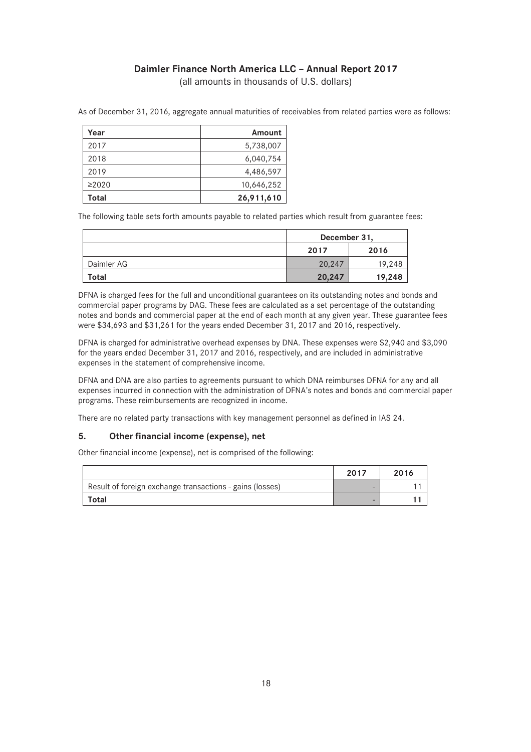As of December 31, 2016, aggregate annual maturities of receivables from related parties were as follows:

| Year | Amount |
|---|---:|
| 2017 | 5,738,007 |
| 2018 | 6,040,754 |
| 2019 | 4,486,597 |
| ≥2020 | 10,646,252 |
| **Total** | **26,911,610** |

The following table sets forth amounts payable to related parties which result from guarantee fees:

| | December 31, | |
|---|---:|---:|
| | 2017 | 2016 |
| Daimler AG | 20,247 | 19,248 |
| **Total** | **20,247** | **19,248** |

DFNA is charged fees for the full and unconditional guarantees on its outstanding notes and bonds and commercial paper programs by DAG. These fees are calculated as a set percentage of the outstanding notes and bonds and commercial paper at the end of each month at any given year. These guarantee fees were $34,693 and $31,261 for the years ended December 31, 2017 and 2016, respectively.

DFNA is charged for administrative overhead expenses by DNA. These expenses were $2,940 and $3,090 for the years ended December 31, 2017 and 2016, respectively, and are included in administrative expenses in the statement of comprehensive income.

DFNA and DNA are also parties to agreements pursuant to which DNA reimburses DFNA for any and all expenses incurred in connection with the administration of DFNA's notes and bonds and commercial paper programs. These reimbursements are recognized in income.

There are no related party transactions with key management personnel as defined in IAS 24.

## 5. Other financial income (expense), net

Other financial income (expense), net is comprised of the following:

| | 2017 | 2016 |
|---|---:|---:|
| Result of foreign exchange transactions - gains (losses) | - | 11 |
| **Total** | **-** | **11** |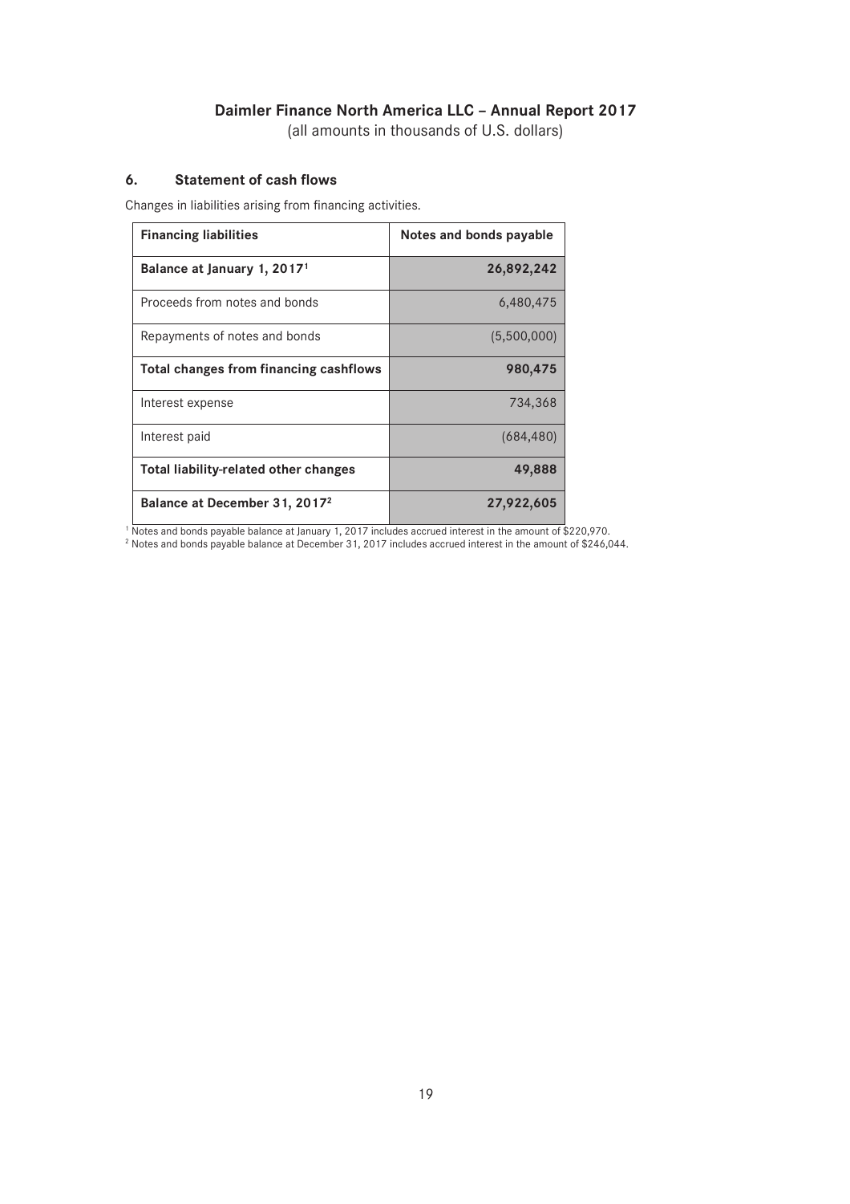# Daimler Finance North America LLC – Annual Report 2017

(all amounts in thousands of U.S. dollars)

## 6. Statement of cash flows

Changes in liabilities arising from financing activities.

| **Financing liabilities** | **Notes and bonds payable** |
| --- | --- |
| **Balance at January 1, 2017[1]** | **26,892,242** |
| Proceeds from notes and bonds | 6,480,475 |
| Repayments of notes and bonds | (5,500,000) |
| **Total changes from financing cashflows** | **980,475** |
| Interest expense | 734,368 |
| Interest paid | (684,480) |
| **Total liability-related other changes** | **49,888** |
| **Balance at December 31, 2017[2]** | **27,922,605** |

[1] Notes and bonds payable balance at January 1, 2017 includes accrued interest in the amount of $220,970.

[2] Notes and bonds payable balance at December 31, 2017 includes accrued interest in the amount of $246,044.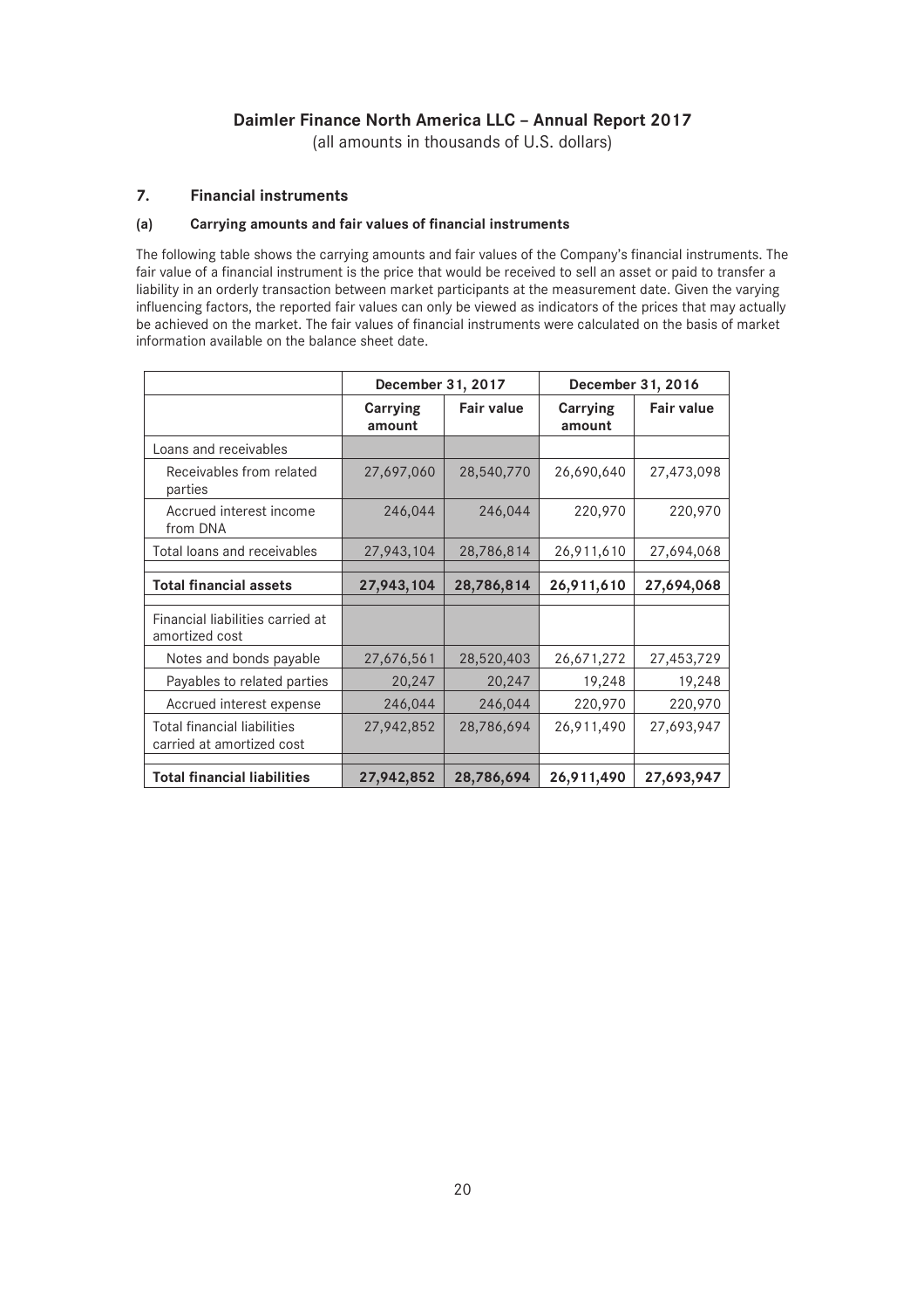# Daimler Finance North America LLC – Annual Report 2017

(all amounts in thousands of U.S. dollars)

## 7. Financial instruments

### (a) Carrying amounts and fair values of financial instruments

The following table shows the carrying amounts and fair values of the Company's financial instruments. The fair value of a financial instrument is the price that would be received to sell an asset or paid to transfer a liability in an orderly transaction between market participants at the measurement date. Given the varying influencing factors, the reported fair values can only be viewed as indicators of the prices that may actually be achieved on the market. The fair values of financial instruments were calculated on the basis of market information available on the balance sheet date.

| | December 31, 2017 | | December 31, 2016 | |
|---|---|---|---|---|
| | Carrying amount | Fair value | Carrying amount | Fair value |
| Loans and receivables | | | | |
| Receivables from related parties | 27,697,060 | 28,540,770 | 26,690,640 | 27,473,098 |
| Accrued interest income from DNA | 246,044 | 246,044 | 220,970 | 220,970 |
| Total loans and receivables | 27,943,104 | 28,786,814 | 26,911,610 | 27,694,068 |
| **Total financial assets** | **27,943,104** | **28,786,814** | **26,911,610** | **27,694,068** |
| Financial liabilities carried at amortized cost | | | | |
| Notes and bonds payable | 27,676,561 | 28,520,403 | 26,671,272 | 27,453,729 |
| Payables to related parties | 20,247 | 20,247 | 19,248 | 19,248 |
| Accrued interest expense | 246,044 | 246,044 | 220,970 | 220,970 |
| Total financial liabilities carried at amortized cost | 27,942,852 | 28,786,694 | 26,911,490 | 27,693,947 |
| **Total financial liabilities** | **27,942,852** | **28,786,694** | **26,911,490** | **27,693,947** |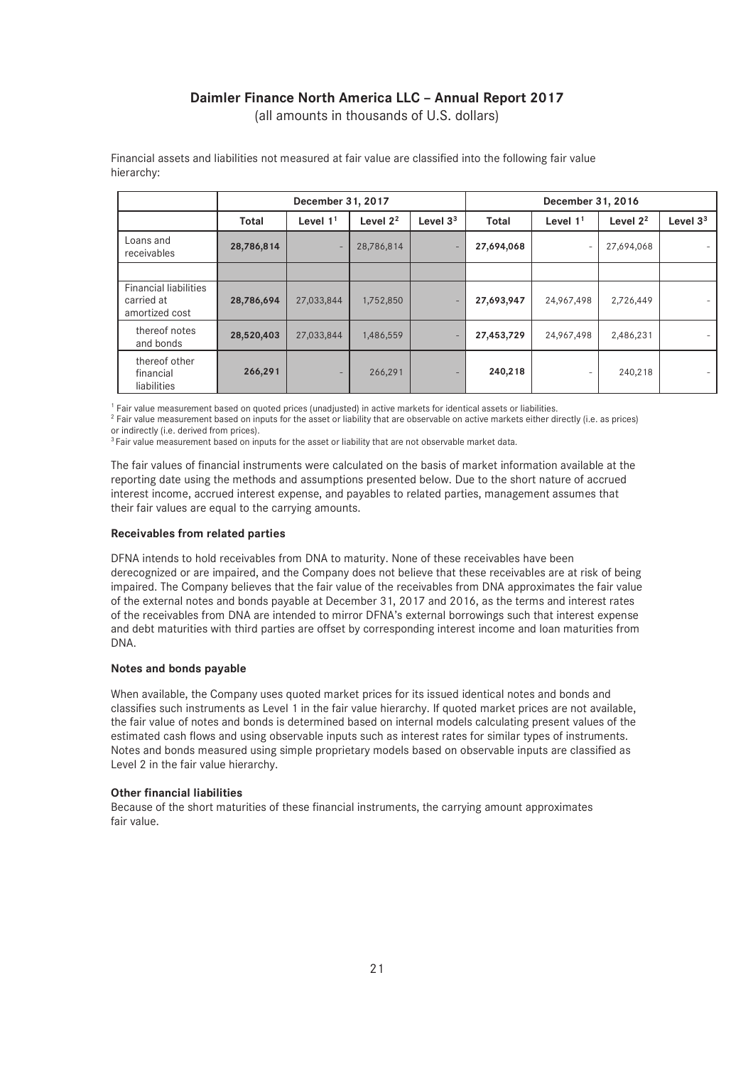# Daimler Finance North America LLC – Annual Report 2017

(all amounts in thousands of U.S. dollars)

Financial assets and liabilities not measured at fair value are classified into the following fair value hierarchy:

| | December 31, 2017 | | | | December 31, 2016 | | | |
|---|---|---|---|---|---|---|---|---|
| | Total | Level 1[1] | Level 2[2] | Level 3[3] | Total | Level 1[1] | Level 2[2] | Level 3[3] |
| Loans and receivables | **28,786,814** | - | 28,786,814 | - | **27,694,068** | - | 27,694,068 | - |
| | | | | | | | | |
| Financial liabilities carried at amortized cost | **28,786,694** | 27,033,844 | 1,752,850 | - | **27,693,947** | 24,967,498 | 2,726,449 | - |
| thereof notes and bonds | **28,520,403** | 27,033,844 | 1,486,559 | - | **27,453,729** | 24,967,498 | 2,486,231 | - |
| thereof other financial liabilities | **266,291** | - | 266,291 | - | **240,218** | - | 240,218 | - |

[1] Fair value measurement based on quoted prices (unadjusted) in active markets for identical assets or liabilities.
[2] Fair value measurement based on inputs for the asset or liability that are observable on active markets either directly (i.e. as prices) or indirectly (i.e. derived from prices).
[3] Fair value measurement based on inputs for the asset or liability that are not observable market data.

The fair values of financial instruments were calculated on the basis of market information available at the reporting date using the methods and assumptions presented below. Due to the short nature of accrued interest income, accrued interest expense, and payables to related parties, management assumes that their fair values are equal to the carrying amounts.

**Receivables from related parties**

DFNA intends to hold receivables from DNA to maturity. None of these receivables have been derecognized or are impaired, and the Company does not believe that these receivables are at risk of being impaired. The Company believes that the fair value of the receivables from DNA approximates the fair value of the external notes and bonds payable at December 31, 2017 and 2016, as the terms and interest rates of the receivables from DNA are intended to mirror DFNA's external borrowings such that interest expense and debt maturities with third parties are offset by corresponding interest income and loan maturities from DNA.

**Notes and bonds payable**

When available, the Company uses quoted market prices for its issued identical notes and bonds and classifies such instruments as Level 1 in the fair value hierarchy. If quoted market prices are not available, the fair value of notes and bonds is determined based on internal models calculating present values of the estimated cash flows and using observable inputs such as interest rates for similar types of instruments. Notes and bonds measured using simple proprietary models based on observable inputs are classified as Level 2 in the fair value hierarchy.

**Other financial liabilities**

Because of the short maturities of these financial instruments, the carrying amount approximates fair value.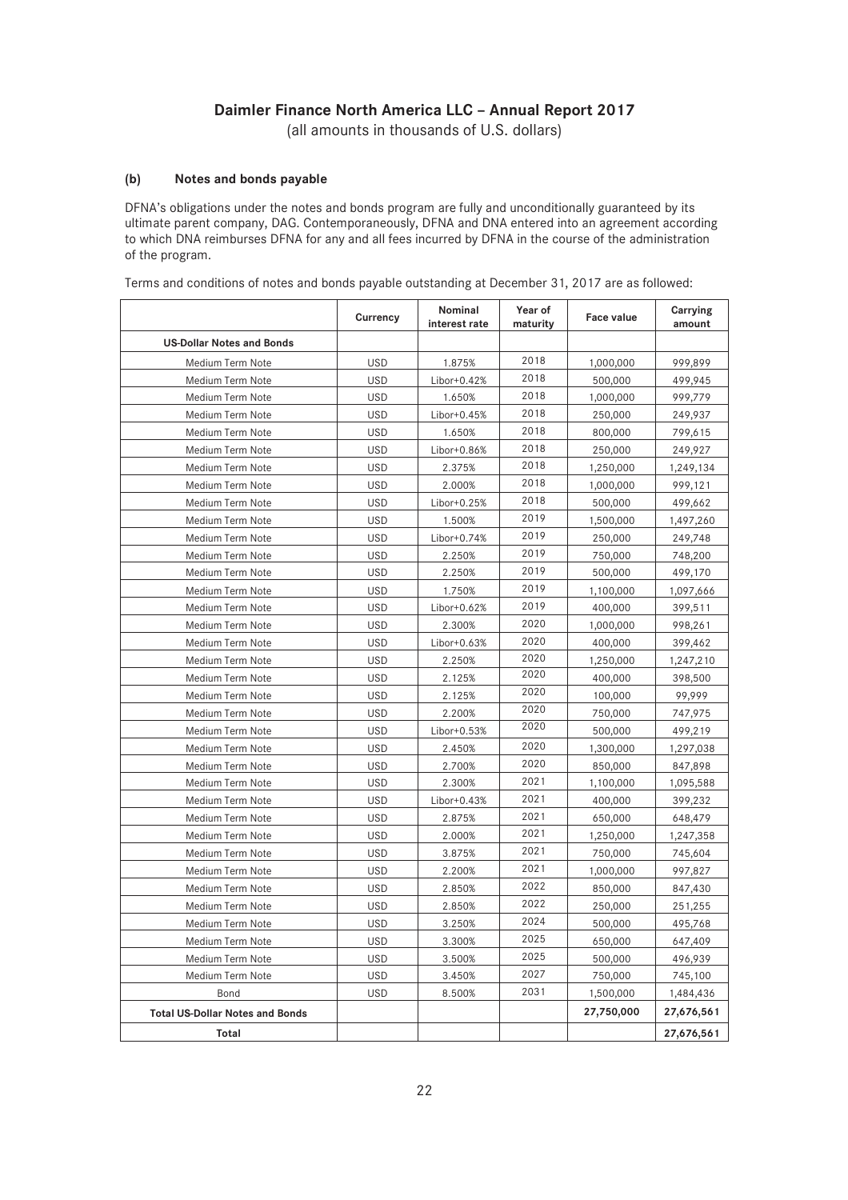# Daimler Finance North America LLC – Annual Report 2017

(all amounts in thousands of U.S. dollars)

### (b) Notes and bonds payable

DFNA's obligations under the notes and bonds program are fully and unconditionally guaranteed by its ultimate parent company, DAG. Contemporaneously, DFNA and DNA entered into an agreement according to which DNA reimburses DFNA for any and all fees incurred by DFNA in the course of the administration of the program.

Terms and conditions of notes and bonds payable outstanding at December 31, 2017 are as followed:

| | Currency | Nominal interest rate | Year of maturity | Face value | Carrying amount |
|---|---|---|---|---|---|
| **US-Dollar Notes and Bonds** | | | | | |
| Medium Term Note | USD | 1.875% | 2018 | 1,000,000 | 999,899 |
| Medium Term Note | USD | Libor+0.42% | 2018 | 500,000 | 499,945 |
| Medium Term Note | USD | 1.650% | 2018 | 1,000,000 | 999,779 |
| Medium Term Note | USD | Libor+0.45% | 2018 | 250,000 | 249,937 |
| Medium Term Note | USD | 1.650% | 2018 | 800,000 | 799,615 |
| Medium Term Note | USD | Libor+0.86% | 2018 | 250,000 | 249,927 |
| Medium Term Note | USD | 2.375% | 2018 | 1,250,000 | 1,249,134 |
| Medium Term Note | USD | 2.000% | 2018 | 1,000,000 | 999,121 |
| Medium Term Note | USD | Libor+0.25% | 2018 | 500,000 | 499,662 |
| Medium Term Note | USD | 1.500% | 2019 | 1,500,000 | 1,497,260 |
| Medium Term Note | USD | Libor+0.74% | 2019 | 250,000 | 249,748 |
| Medium Term Note | USD | 2.250% | 2019 | 750,000 | 748,200 |
| Medium Term Note | USD | 2.250% | 2019 | 500,000 | 499,170 |
| Medium Term Note | USD | 1.750% | 2019 | 1,100,000 | 1,097,666 |
| Medium Term Note | USD | Libor+0.62% | 2019 | 400,000 | 399,511 |
| Medium Term Note | USD | 2.300% | 2020 | 1,000,000 | 998,261 |
| Medium Term Note | USD | Libor+0.63% | 2020 | 400,000 | 399,462 |
| Medium Term Note | USD | 2.250% | 2020 | 1,250,000 | 1,247,210 |
| Medium Term Note | USD | 2.125% | 2020 | 400,000 | 398,500 |
| Medium Term Note | USD | 2.125% | 2020 | 100,000 | 99,999 |
| Medium Term Note | USD | 2.200% | 2020 | 750,000 | 747,975 |
| Medium Term Note | USD | Libor+0.53% | 2020 | 500,000 | 499,219 |
| Medium Term Note | USD | 2.450% | 2020 | 1,300,000 | 1,297,038 |
| Medium Term Note | USD | 2.700% | 2020 | 850,000 | 847,898 |
| Medium Term Note | USD | 2.300% | 2021 | 1,100,000 | 1,095,588 |
| Medium Term Note | USD | Libor+0.43% | 2021 | 400,000 | 399,232 |
| Medium Term Note | USD | 2.875% | 2021 | 650,000 | 648,479 |
| Medium Term Note | USD | 2.000% | 2021 | 1,250,000 | 1,247,358 |
| Medium Term Note | USD | 3.875% | 2021 | 750,000 | 745,604 |
| Medium Term Note | USD | 2.200% | 2021 | 1,000,000 | 997,827 |
| Medium Term Note | USD | 2.850% | 2022 | 850,000 | 847,430 |
| Medium Term Note | USD | 2.850% | 2022 | 250,000 | 251,255 |
| Medium Term Note | USD | 3.250% | 2024 | 500,000 | 495,768 |
| Medium Term Note | USD | 3.300% | 2025 | 650,000 | 647,409 |
| Medium Term Note | USD | 3.500% | 2025 | 500,000 | 496,939 |
| Medium Term Note | USD | 3.450% | 2027 | 750,000 | 745,100 |
| Bond | USD | 8.500% | 2031 | 1,500,000 | 1,484,436 |
| **Total US-Dollar Notes and Bonds** | | | | **27,750,000** | **27,676,561** |
| **Total** | | | | | **27,676,561** |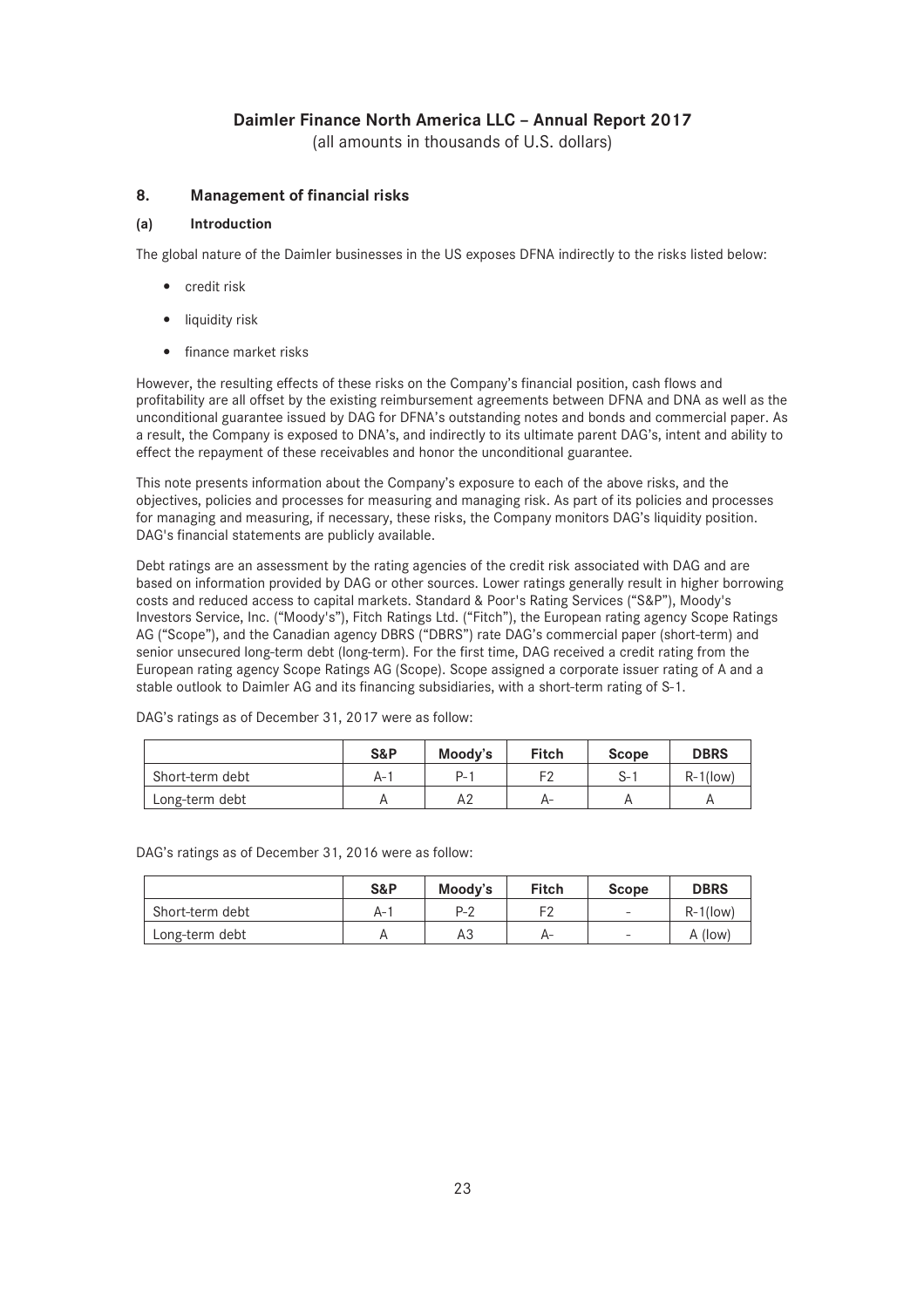# Daimler Finance North America LLC – Annual Report 2017

(all amounts in thousands of U.S. dollars)

## 8. Management of financial risks

### (a) Introduction

The global nature of the Daimler businesses in the US exposes DFNA indirectly to the risks listed below:

- credit risk
- liquidity risk
- finance market risks

However, the resulting effects of these risks on the Company's financial position, cash flows and profitability are all offset by the existing reimbursement agreements between DFNA and DNA as well as the unconditional guarantee issued by DAG for DFNA's outstanding notes and bonds and commercial paper. As a result, the Company is exposed to DNA's, and indirectly to its ultimate parent DAG's, intent and ability to effect the repayment of these receivables and honor the unconditional guarantee.

This note presents information about the Company's exposure to each of the above risks, and the objectives, policies and processes for measuring and managing risk. As part of its policies and processes for managing and measuring, if necessary, these risks, the Company monitors DAG's liquidity position. DAG's financial statements are publicly available.

Debt ratings are an assessment by the rating agencies of the credit risk associated with DAG and are based on information provided by DAG or other sources. Lower ratings generally result in higher borrowing costs and reduced access to capital markets. Standard & Poor's Rating Services ("S&P"), Moody's Investors Service, Inc. ("Moody's"), Fitch Ratings Ltd. ("Fitch"), the European rating agency Scope Ratings AG ("Scope"), and the Canadian agency DBRS ("DBRS") rate DAG's commercial paper (short-term) and senior unsecured long-term debt (long-term). For the first time, DAG received a credit rating from the European rating agency Scope Ratings AG (Scope). Scope assigned a corporate issuer rating of A and a stable outlook to Daimler AG and its financing subsidiaries, with a short-term rating of S-1.

DAG's ratings as of December 31, 2017 were as follow:

| | S&P | Moody's | Fitch | Scope | DBRS |
|---|---|---|---|---|---|
| Short-term debt | A-1 | P-1 | F2 | S-1 | R-1(low) |
| Long-term debt | A | A2 | A- | A | A |

DAG's ratings as of December 31, 2016 were as follow:

| | S&P | Moody's | Fitch | Scope | DBRS |
|---|---|---|---|---|---|
| Short-term debt | A-1 | P-2 | F2 | - | R-1(low) |
| Long-term debt | A | A3 | A- | - | A (low) |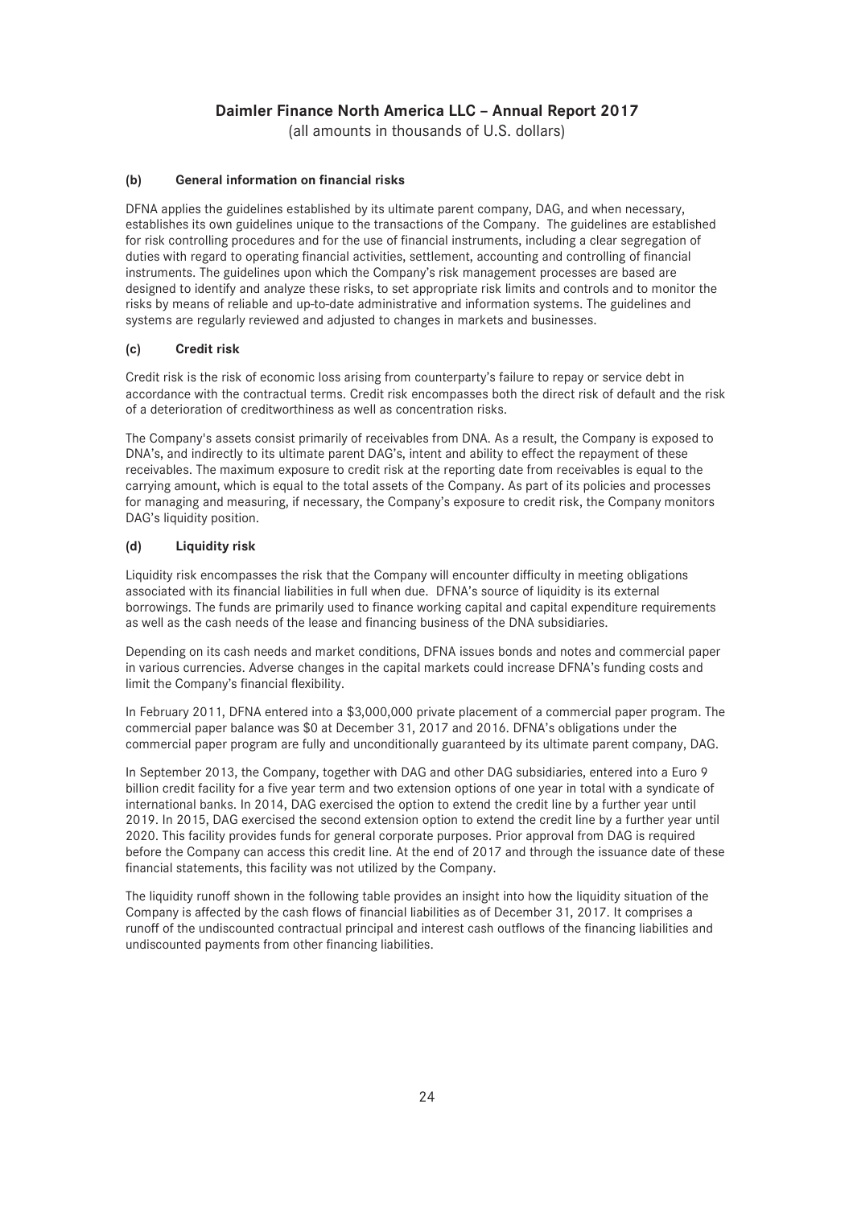# Daimler Finance North America LLC – Annual Report 2017

(all amounts in thousands of U.S. dollars)

### (b) General information on financial risks

DFNA applies the guidelines established by its ultimate parent company, DAG, and when necessary, establishes its own guidelines unique to the transactions of the Company. The guidelines are established for risk controlling procedures and for the use of financial instruments, including a clear segregation of duties with regard to operating financial activities, settlement, accounting and controlling of financial instruments. The guidelines upon which the Company's risk management processes are based are designed to identify and analyze these risks, to set appropriate risk limits and controls and to monitor the risks by means of reliable and up-to-date administrative and information systems. The guidelines and systems are regularly reviewed and adjusted to changes in markets and businesses.

### (c) Credit risk

Credit risk is the risk of economic loss arising from counterparty's failure to repay or service debt in accordance with the contractual terms. Credit risk encompasses both the direct risk of default and the risk of a deterioration of creditworthiness as well as concentration risks.

The Company's assets consist primarily of receivables from DNA. As a result, the Company is exposed to DNA's, and indirectly to its ultimate parent DAG's, intent and ability to effect the repayment of these receivables. The maximum exposure to credit risk at the reporting date from receivables is equal to the carrying amount, which is equal to the total assets of the Company. As part of its policies and processes for managing and measuring, if necessary, the Company's exposure to credit risk, the Company monitors DAG's liquidity position.

### (d) Liquidity risk

Liquidity risk encompasses the risk that the Company will encounter difficulty in meeting obligations associated with its financial liabilities in full when due. DFNA's source of liquidity is its external borrowings. The funds are primarily used to finance working capital and capital expenditure requirements as well as the cash needs of the lease and financing business of the DNA subsidiaries.

Depending on its cash needs and market conditions, DFNA issues bonds and notes and commercial paper in various currencies. Adverse changes in the capital markets could increase DFNA's funding costs and limit the Company's financial flexibility.

In February 2011, DFNA entered into a $3,000,000 private placement of a commercial paper program. The commercial paper balance was $0 at December 31, 2017 and 2016. DFNA's obligations under the commercial paper program are fully and unconditionally guaranteed by its ultimate parent company, DAG.

In September 2013, the Company, together with DAG and other DAG subsidiaries, entered into a Euro 9 billion credit facility for a five year term and two extension options of one year in total with a syndicate of international banks. In 2014, DAG exercised the option to extend the credit line by a further year until 2019. In 2015, DAG exercised the second extension option to extend the credit line by a further year until 2020. This facility provides funds for general corporate purposes. Prior approval from DAG is required before the Company can access this credit line. At the end of 2017 and through the issuance date of these financial statements, this facility was not utilized by the Company.

The liquidity runoff shown in the following table provides an insight into how the liquidity situation of the Company is affected by the cash flows of financial liabilities as of December 31, 2017. It comprises a runoff of the undiscounted contractual principal and interest cash outflows of the financing liabilities and undiscounted payments from other financing liabilities.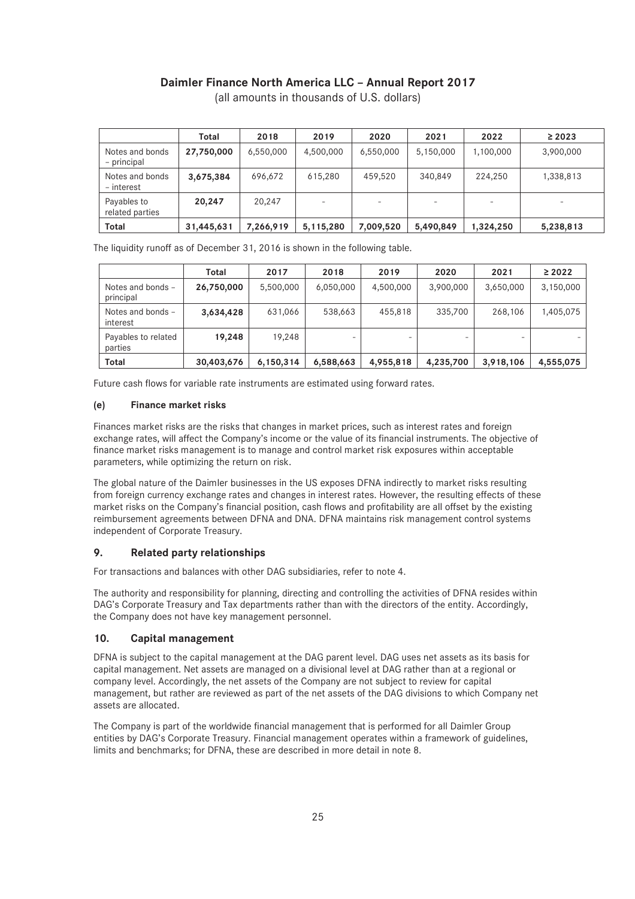| | Total | 2018 | 2019 | 2020 | 2021 | 2022 | ≥ 2023 |
|---|---|---|---|---|---|---|---|
| Notes and bonds – principal | **27,750,000** | 6,550,000 | 4,500,000 | 6,550,000 | 5,150,000 | 1,100,000 | 3,900,000 |
| Notes and bonds – interest | **3,675,384** | 696,672 | 615,280 | 459,520 | 340,849 | 224,250 | 1,338,813 |
| Payables to related parties | **20,247** | 20,247 | - | - | - | - | - |
| **Total** | **31,445,631** | **7,266,919** | **5,115,280** | **7,009,520** | **5,490,849** | **1,324,250** | **5,238,813** |

The liquidity runoff as of December 31, 2016 is shown in the following table.

| | Total | 2017 | 2018 | 2019 | 2020 | 2021 | ≥ 2022 |
|---|---|---|---|---|---|---|---|
| Notes and bonds – principal | **26,750,000** | 5,500,000 | 6,050,000 | 4,500,000 | 3,900,000 | 3,650,000 | 3,150,000 |
| Notes and bonds – interest | **3,634,428** | 631,066 | 538,663 | 455,818 | 335,700 | 268,106 | 1,405,075 |
| Payables to related parties | **19,248** | 19,248 | - | - | - | - | - |
| **Total** | **30,403,676** | **6,150,314** | **6,588,663** | **4,955,818** | **4,235,700** | **3,918,106** | **4,555,075** |

Future cash flows for variable rate instruments are estimated using forward rates.

#### (e) Finance market risks

Finances market risks are the risks that changes in market prices, such as interest rates and foreign exchange rates, will affect the Company's income or the value of its financial instruments. The objective of finance market risks management is to manage and control market risk exposures within acceptable parameters, while optimizing the return on risk.

The global nature of the Daimler businesses in the US exposes DFNA indirectly to market risks resulting from foreign currency exchange rates and changes in interest rates. However, the resulting effects of these market risks on the Company's financial position, cash flows and profitability are all offset by the existing reimbursement agreements between DFNA and DNA. DFNA maintains risk management control systems independent of Corporate Treasury.

## 9. Related party relationships

For transactions and balances with other DAG subsidiaries, refer to note 4.

The authority and responsibility for planning, directing and controlling the activities of DFNA resides within DAG's Corporate Treasury and Tax departments rather than with the directors of the entity. Accordingly, the Company does not have key management personnel.

## 10. Capital management

DFNA is subject to the capital management at the DAG parent level. DAG uses net assets as its basis for capital management. Net assets are managed on a divisional level at DAG rather than at a regional or company level. Accordingly, the net assets of the Company are not subject to review for capital management, but rather are reviewed as part of the net assets of the DAG divisions to which Company net assets are allocated.

The Company is part of the worldwide financial management that is performed for all Daimler Group entities by DAG's Corporate Treasury. Financial management operates within a framework of guidelines, limits and benchmarks; for DFNA, these are described in more detail in note 8.